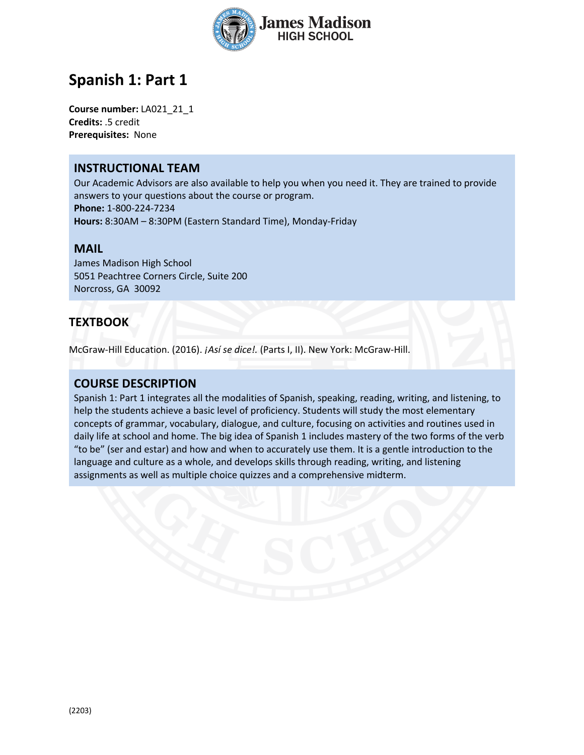# Spanish 1: Part 1

**Course number:** LA021_21_1
**Credits:** .5 credit
**Prerequisites:** None

## INSTRUCTIONAL TEAM

Our Academic Advisors are also available to help you when you need it. They are trained to provide answers to your questions about the course or program.
**Phone:** 1-800-224-7234
**Hours:** 8:30AM – 8:30PM (Eastern Standard Time), Monday-Friday

## MAIL

James Madison High School
5051 Peachtree Corners Circle, Suite 200
Norcross, GA 30092

## TEXTBOOK

McGraw-Hill Education. (2016). *¡Así se dice!.* (Parts I, II). New York: McGraw-Hill.

## COURSE DESCRIPTION

Spanish 1: Part 1 integrates all the modalities of Spanish, speaking, reading, writing, and listening, to help the students achieve a basic level of proficiency. Students will study the most elementary concepts of grammar, vocabulary, dialogue, and culture, focusing on activities and routines used in daily life at school and home. The big idea of Spanish 1 includes mastery of the two forms of the verb "to be" (ser and estar) and how and when to accurately use them. It is a gentle introduction to the language and culture as a whole, and develops skills through reading, writing, and listening assignments as well as multiple choice quizzes and a comprehensive midterm.

(2203)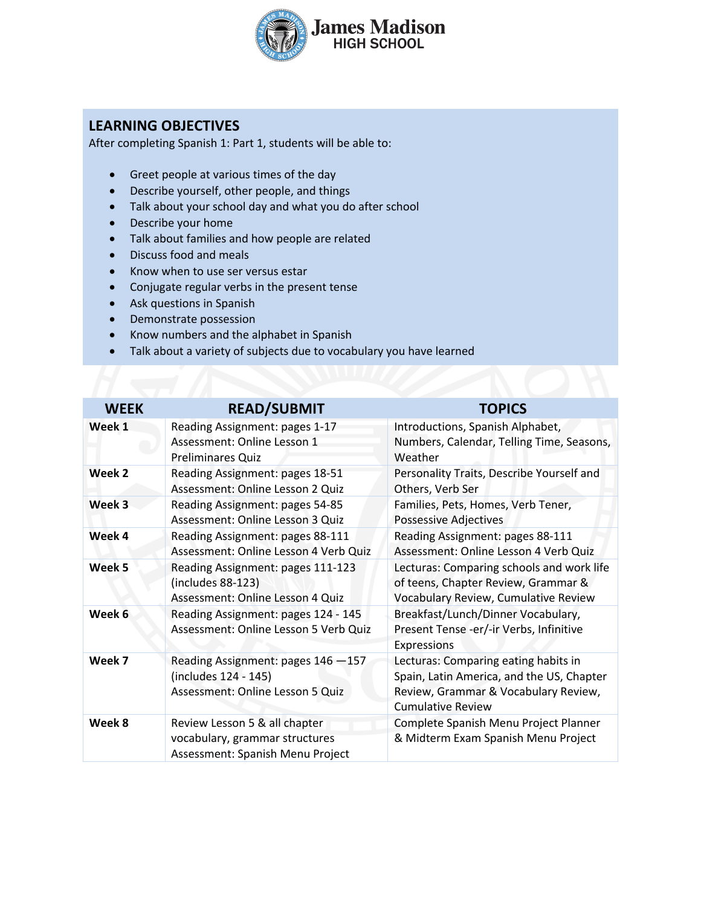## LEARNING OBJECTIVES

After completing Spanish 1: Part 1, students will be able to:

- Greet people at various times of the day
- Describe yourself, other people, and things
- Talk about your school day and what you do after school
- Describe your home
- Talk about families and how people are related
- Discuss food and meals
- Know when to use ser versus estar
- Conjugate regular verbs in the present tense
- Ask questions in Spanish
- Demonstrate possession
- Know numbers and the alphabet in Spanish
- Talk about a variety of subjects due to vocabulary you have learned

| WEEK | READ/SUBMIT | TOPICS |
|---|---|---|
| **Week 1** | Reading Assignment: pages 1-17<br>Assessment: Online Lesson 1 Preliminares Quiz | Introductions, Spanish Alphabet, Numbers, Calendar, Telling Time, Seasons, Weather |
| **Week 2** | Reading Assignment: pages 18-51<br>Assessment: Online Lesson 2 Quiz | Personality Traits, Describe Yourself and Others, Verb Ser |
| **Week 3** | Reading Assignment: pages 54-85<br>Assessment: Online Lesson 3 Quiz | Families, Pets, Homes, Verb Tener, Possessive Adjectives |
| **Week 4** | Reading Assignment: pages 88-111<br>Assessment: Online Lesson 4 Verb Quiz | Reading Assignment: pages 88-111<br>Assessment: Online Lesson 4 Verb Quiz |
| **Week 5** | Reading Assignment: pages 111-123 (includes 88-123)<br>Assessment: Online Lesson 4 Quiz | Lecturas: Comparing schools and work life of teens, Chapter Review, Grammar & Vocabulary Review, Cumulative Review |
| **Week 6** | Reading Assignment: pages 124 - 145<br>Assessment: Online Lesson 5 Verb Quiz | Breakfast/Lunch/Dinner Vocabulary, Present Tense -er/-ir Verbs, Infinitive Expressions |
| **Week 7** | Reading Assignment: pages 146 —157 (includes 124 - 145)<br>Assessment: Online Lesson 5 Quiz | Lecturas: Comparing eating habits in Spain, Latin America, and the US, Chapter Review, Grammar & Vocabulary Review, Cumulative Review |
| **Week 8** | Review Lesson 5 & all chapter vocabulary, grammar structures<br>Assessment: Spanish Menu Project | Complete Spanish Menu Project Planner & Midterm Exam Spanish Menu Project |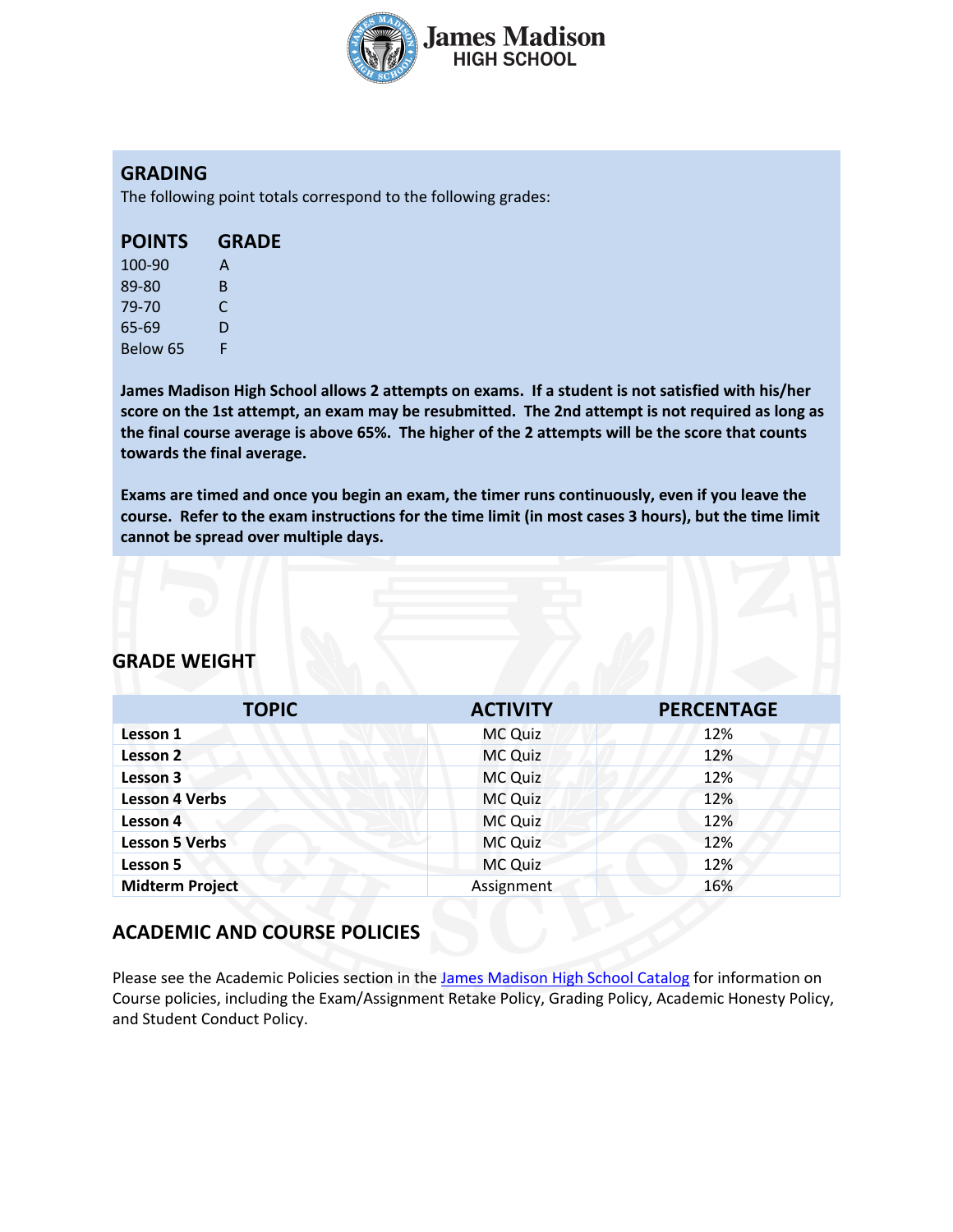## GRADING

The following point totals correspond to the following grades:

| POINTS | GRADE |
|---|---|
| 100-90 | A |
| 89-80 | B |
| 79-70 | C |
| 65-69 | D |
| Below 65 | F |

**James Madison High School allows 2 attempts on exams. If a student is not satisfied with his/her score on the 1st attempt, an exam may be resubmitted. The 2nd attempt is not required as long as the final course average is above 65%. The higher of the 2 attempts will be the score that counts towards the final average.**

**Exams are timed and once you begin an exam, the timer runs continuously, even if you leave the course. Refer to the exam instructions for the time limit (in most cases 3 hours), but the time limit cannot be spread over multiple days.**

## GRADE WEIGHT

| TOPIC | ACTIVITY | PERCENTAGE |
|---|---|---|
| **Lesson 1** | MC Quiz | 12% |
| **Lesson 2** | MC Quiz | 12% |
| **Lesson 3** | MC Quiz | 12% |
| **Lesson 4 Verbs** | MC Quiz | 12% |
| **Lesson 4** | MC Quiz | 12% |
| **Lesson 5 Verbs** | MC Quiz | 12% |
| **Lesson 5** | MC Quiz | 12% |
| **Midterm Project** | Assignment | 16% |

## ACADEMIC AND COURSE POLICIES

Please see the Academic Policies section in the James Madison High School Catalog for information on Course policies, including the Exam/Assignment Retake Policy, Grading Policy, Academic Honesty Policy, and Student Conduct Policy.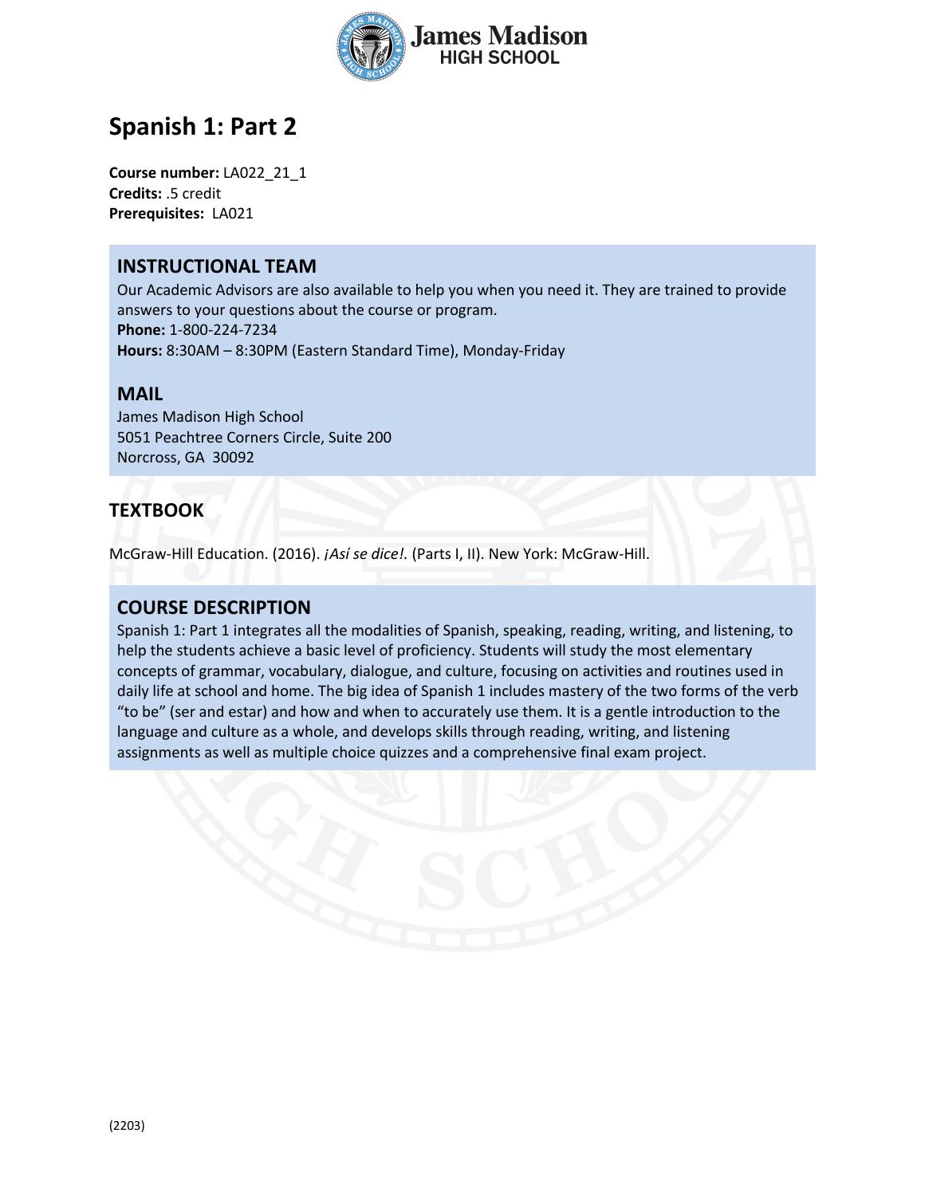# Spanish 1: Part 2

**Course number:** LA022_21_1
**Credits:** .5 credit
**Prerequisites:** LA021

## INSTRUCTIONAL TEAM

Our Academic Advisors are also available to help you when you need it. They are trained to provide answers to your questions about the course or program.
**Phone:** 1-800-224-7234
**Hours:** 8:30AM – 8:30PM (Eastern Standard Time), Monday-Friday

## MAIL

James Madison High School
5051 Peachtree Corners Circle, Suite 200
Norcross, GA 30092

## TEXTBOOK

McGraw-Hill Education. (2016). *¡Así se dice!.* (Parts I, II). New York: McGraw-Hill.

## COURSE DESCRIPTION

Spanish 1: Part 1 integrates all the modalities of Spanish, speaking, reading, writing, and listening, to help the students achieve a basic level of proficiency. Students will study the most elementary concepts of grammar, vocabulary, dialogue, and culture, focusing on activities and routines used in daily life at school and home. The big idea of Spanish 1 includes mastery of the two forms of the verb "to be" (ser and estar) and how and when to accurately use them. It is a gentle introduction to the language and culture as a whole, and develops skills through reading, writing, and listening assignments as well as multiple choice quizzes and a comprehensive final exam project.

(2203)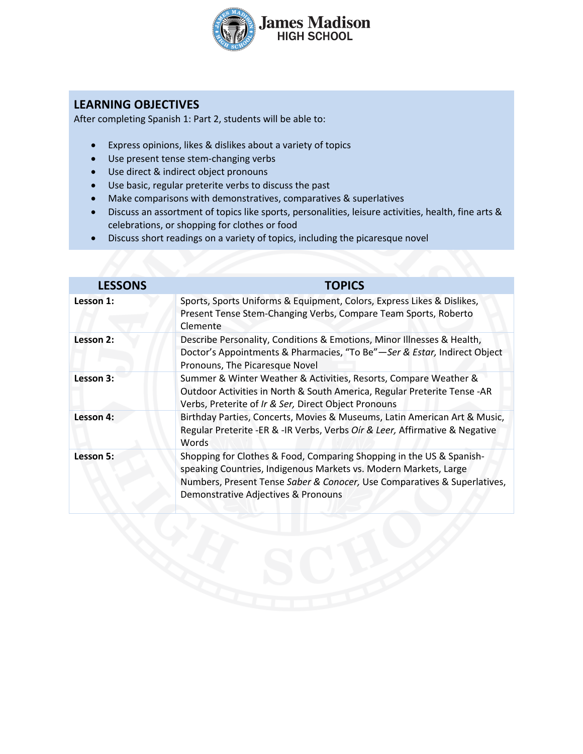## LEARNING OBJECTIVES

After completing Spanish 1: Part 2, students will be able to:

- Express opinions, likes & dislikes about a variety of topics
- Use present tense stem-changing verbs
- Use direct & indirect object pronouns
- Use basic, regular preterite verbs to discuss the past
- Make comparisons with demonstratives, comparatives & superlatives
- Discuss an assortment of topics like sports, personalities, leisure activities, health, fine arts & celebrations, or shopping for clothes or food
- Discuss short readings on a variety of topics, including the picaresque novel

| LESSONS | TOPICS |
|---|---|
| **Lesson 1:** | Sports, Sports Uniforms & Equipment, Colors, Express Likes & Dislikes, Present Tense Stem-Changing Verbs, Compare Team Sports, Roberto Clemente |
| **Lesson 2:** | Describe Personality, Conditions & Emotions, Minor Illnesses & Health, Doctor's Appointments & Pharmacies, "To Be"—*Ser & Estar,* Indirect Object Pronouns, The Picaresque Novel |
| **Lesson 3:** | Summer & Winter Weather & Activities, Resorts, Compare Weather & Outdoor Activities in North & South America, Regular Preterite Tense -AR Verbs, Preterite of *Ir & Ser,* Direct Object Pronouns |
| **Lesson 4:** | Birthday Parties, Concerts, Movies & Museums, Latin American Art & Music, Regular Preterite -ER & -IR Verbs, Verbs *Oír & Leer,* Affirmative & Negative Words |
| **Lesson 5:** | Shopping for Clothes & Food, Comparing Shopping in the US & Spanish-speaking Countries, Indigenous Markets vs. Modern Markets, Large Numbers, Present Tense *Saber & Conocer,* Use Comparatives & Superlatives, Demonstrative Adjectives & Pronouns |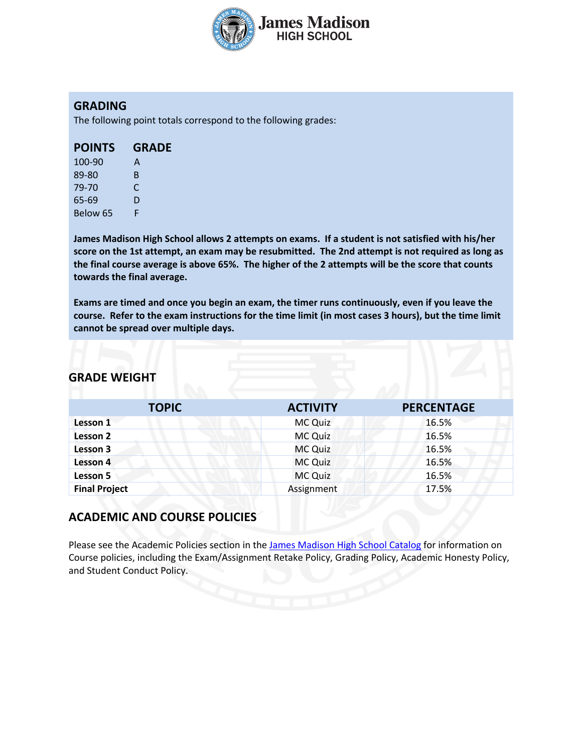## GRADING

The following point totals correspond to the following grades:

| POINTS | GRADE |
|---|---|
| 100-90 | A |
| 89-80 | B |
| 79-70 | C |
| 65-69 | D |
| Below 65 | F |

**James Madison High School allows 2 attempts on exams. If a student is not satisfied with his/her score on the 1st attempt, an exam may be resubmitted. The 2nd attempt is not required as long as the final course average is above 65%. The higher of the 2 attempts will be the score that counts towards the final average.**

**Exams are timed and once you begin an exam, the timer runs continuously, even if you leave the course. Refer to the exam instructions for the time limit (in most cases 3 hours), but the time limit cannot be spread over multiple days.**

## GRADE WEIGHT

| TOPIC | ACTIVITY | PERCENTAGE |
|---|---|---|
| **Lesson 1** | MC Quiz | 16.5% |
| **Lesson 2** | MC Quiz | 16.5% |
| **Lesson 3** | MC Quiz | 16.5% |
| **Lesson 4** | MC Quiz | 16.5% |
| **Lesson 5** | MC Quiz | 16.5% |
| **Final Project** | Assignment | 17.5% |

## ACADEMIC AND COURSE POLICIES

Please see the Academic Policies section in the James Madison High School Catalog for information on Course policies, including the Exam/Assignment Retake Policy, Grading Policy, Academic Honesty Policy, and Student Conduct Policy.